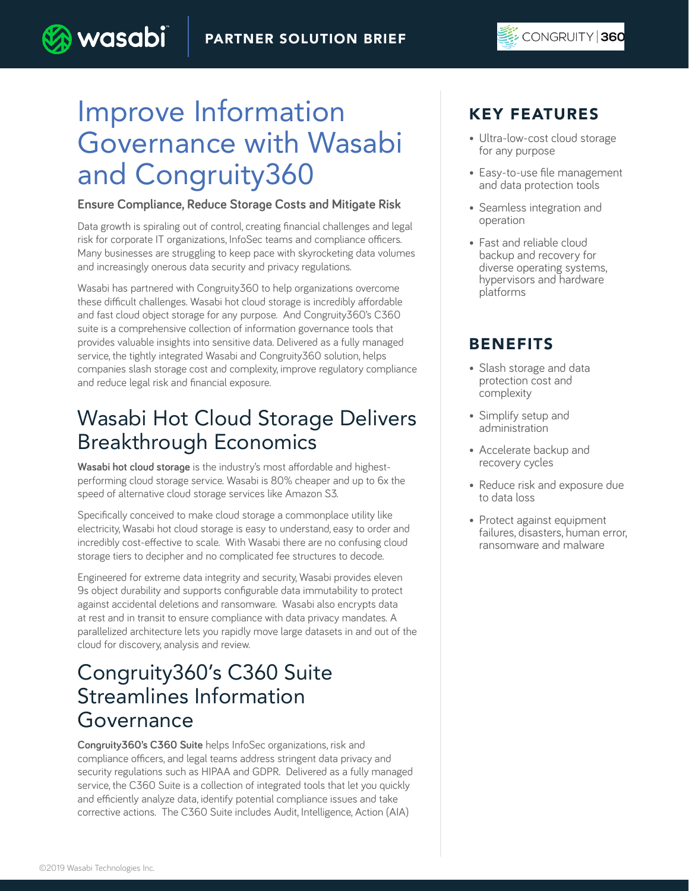PARTNER SOLUTION BRIEF

# Improve Information Governance with Wasabi and Congruity360

**Ensure Compliance, Reduce Storage Costs and Mitigate Risk**

Data growth is spiraling out of control, creating financial challenges and legal risk for corporate IT organizations, InfoSec teams and compliance officers. Many businesses are struggling to keep pace with skyrocketing data volumes and increasingly onerous data security and privacy regulations.

Wasabi has partnered with Congruity360 to help organizations overcome these difficult challenges. Wasabi hot cloud storage is incredibly affordable and fast cloud object storage for any purpose. And Congruity360's C360 suite is a comprehensive collection of information governance tools that provides valuable insights into sensitive data. Delivered as a fully managed service, the tightly integrated Wasabi and Congruity360 solution, helps companies slash storage cost and complexity, improve regulatory compliance and reduce legal risk and financial exposure.

## Wasabi Hot Cloud Storage Delivers Breakthrough Economics

**Wasabi hot cloud storage** is the industry's most affordable and highest-performing cloud storage service. Wasabi is 80% cheaper and up to 6x the speed of alternative cloud storage services like Amazon S3.

Specifically conceived to make cloud storage a commonplace utility like electricity, Wasabi hot cloud storage is easy to understand, easy to order and incredibly cost-effective to scale. With Wasabi there are no confusing cloud storage tiers to decipher and no complicated fee structures to decode.

Engineered for extreme data integrity and security, Wasabi provides eleven 9s object durability and supports configurable data immutability to protect against accidental deletions and ransomware. Wasabi also encrypts data at rest and in transit to ensure compliance with data privacy mandates. A parallelized architecture lets you rapidly move large datasets in and out of the cloud for discovery, analysis and review.

## Congruity360's C360 Suite Streamlines Information Governance

**Congruity360's C360 Suite** helps InfoSec organizations, risk and compliance officers, and legal teams address stringent data privacy and security regulations such as HIPAA and GDPR. Delivered as a fully managed service, the C360 Suite is a collection of integrated tools that let you quickly and efficiently analyze data, identify potential compliance issues and take corrective actions. The C360 Suite includes Audit, Intelligence, Action (AIA)

## KEY FEATURES

- Ultra-low-cost cloud storage for any purpose
- Easy-to-use file management and data protection tools
- Seamless integration and operation
- Fast and reliable cloud backup and recovery for diverse operating systems, hypervisors and hardware platforms

## BENEFITS

- Slash storage and data protection cost and complexity
- Simplify setup and administration
- Accelerate backup and recovery cycles
- Reduce risk and exposure due to data loss
- Protect against equipment failures, disasters, human error, ransomware and malware

©2019 Wasabi Technologies Inc.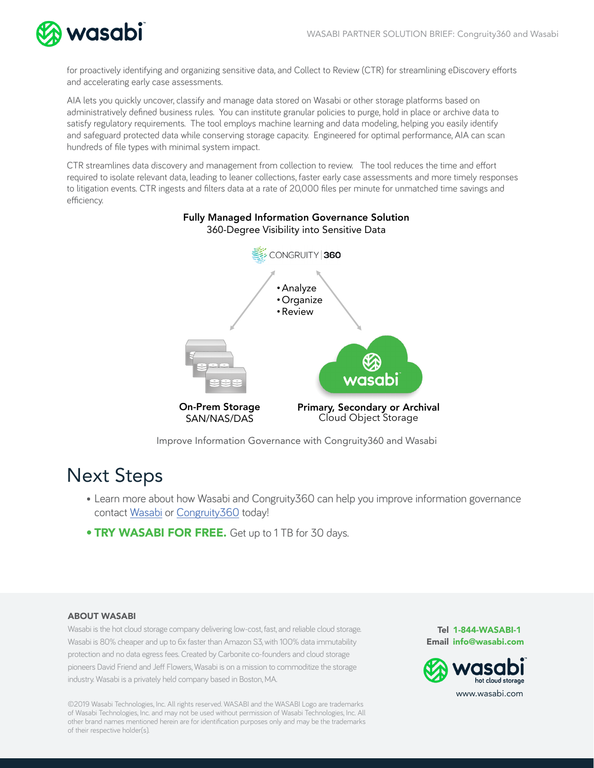for proactively identifying and organizing sensitive data, and Collect to Review (CTR) for streamlining eDiscovery efforts and accelerating early case assessments.

AIA lets you quickly uncover, classify and manage data stored on Wasabi or other storage platforms based on administratively defined business rules. You can institute granular policies to purge, hold in place or archive data to satisfy regulatory requirements. The tool employs machine learning and data modeling, helping you easily identify and safeguard protected data while conserving storage capacity. Engineered for optimal performance, AIA can scan hundreds of file types with minimal system impact.

CTR streamlines data discovery and management from collection to review. The tool reduces the time and effort required to isolate relevant data, leading to leaner collections, faster early case assessments and more timely responses to litigation events. CTR ingests and filters data at a rate of 20,000 files per minute for unmatched time savings and efficiency.

**Fully Managed Information Governance Solution**
360-Degree Visibility into Sensitive Data

CONGRUITY | 360

- Analyze
- Organize
- Review

**On-Prem Storage**
SAN/NAS/DAS

**Primary, Secondary or Archival**
Cloud Object Storage

Improve Information Governance with Congruity360 and Wasabi

## Next Steps

- Learn more about how Wasabi and Congruity360 can help you improve information governance contact Wasabi or Congruity360 today!
- **TRY WASABI FOR FREE.** Get up to 1 TB for 30 days.

### ABOUT WASABI

Wasabi is the hot cloud storage company delivering low-cost, fast, and reliable cloud storage. Wasabi is 80% cheaper and up to 6x faster than Amazon S3, with 100% data immutability protection and no data egress fees. Created by Carbonite co-founders and cloud storage pioneers David Friend and Jeff Flowers, Wasabi is on a mission to commoditize the storage industry. Wasabi is a privately held company based in Boston, MA.

©2019 Wasabi Technologies, Inc. All rights reserved. WASABI and the WASABI Logo are trademarks of Wasabi Technologies, Inc. and may not be used without permission of Wasabi Technologies, Inc. All other brand names mentioned herein are for identification purposes only and may be the trademarks of their respective holder(s).

**Tel** 1-844-WASABI-1
**Email** info@wasabi.com

wasabi hot cloud storage
www.wasabi.com